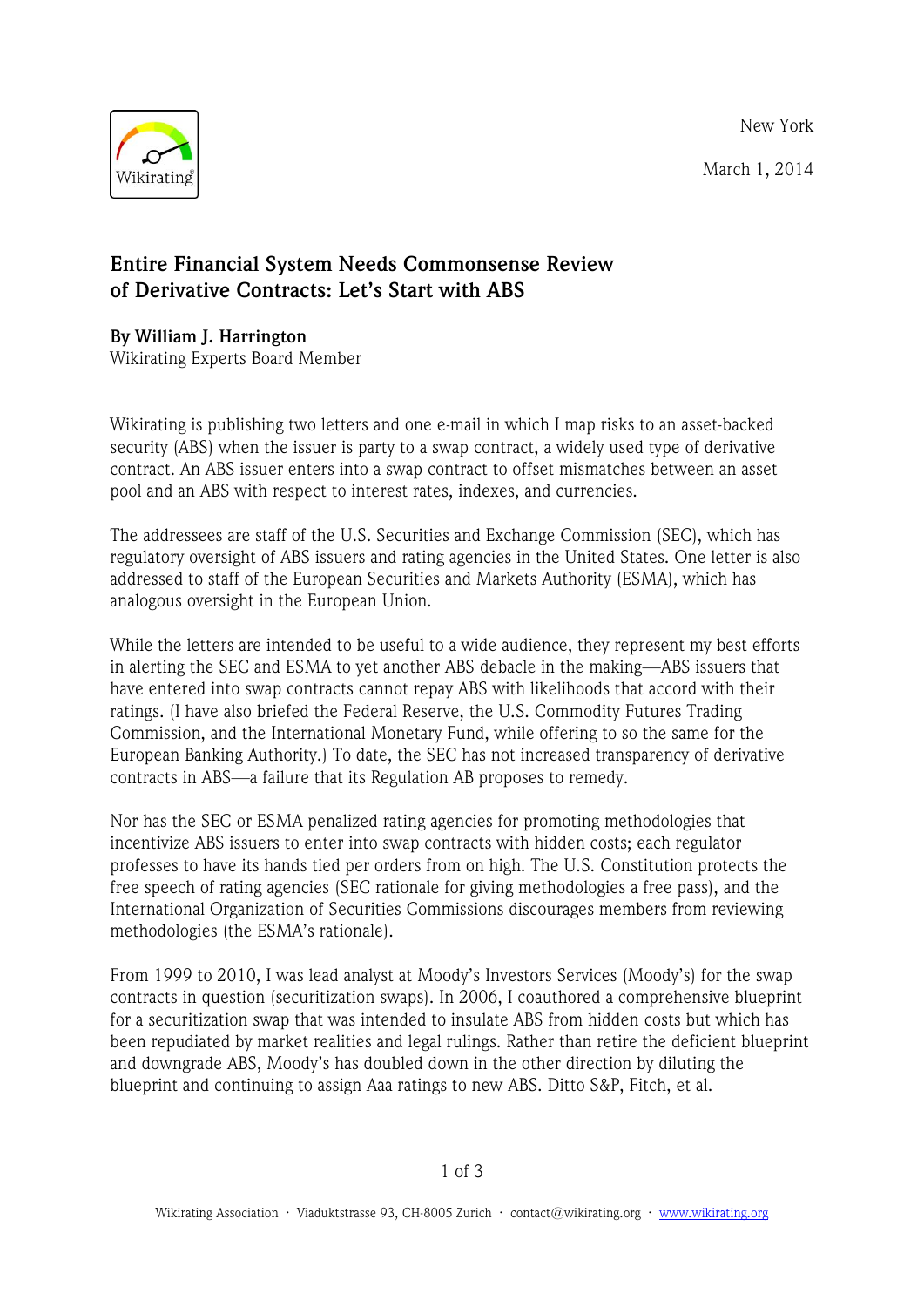New York

March 1, 2014

# Entire Financial System Needs Commonsense Review of Derivative Contracts: Let's Start with ABS

**By William J. Harrington**
Wikirating Experts Board Member

Wikirating is publishing two letters and one e-mail in which I map risks to an asset-backed security (ABS) when the issuer is party to a swap contract, a widely used type of derivative contract. An ABS issuer enters into a swap contract to offset mismatches between an asset pool and an ABS with respect to interest rates, indexes, and currencies.

The addressees are staff of the U.S. Securities and Exchange Commission (SEC), which has regulatory oversight of ABS issuers and rating agencies in the United States. One letter is also addressed to staff of the European Securities and Markets Authority (ESMA), which has analogous oversight in the European Union.

While the letters are intended to be useful to a wide audience, they represent my best efforts in alerting the SEC and ESMA to yet another ABS debacle in the making—ABS issuers that have entered into swap contracts cannot repay ABS with likelihoods that accord with their ratings. (I have also briefed the Federal Reserve, the U.S. Commodity Futures Trading Commission, and the International Monetary Fund, while offering to so the same for the European Banking Authority.) To date, the SEC has not increased transparency of derivative contracts in ABS—a failure that its Regulation AB proposes to remedy.

Nor has the SEC or ESMA penalized rating agencies for promoting methodologies that incentivize ABS issuers to enter into swap contracts with hidden costs; each regulator professes to have its hands tied per orders from on high. The U.S. Constitution protects the free speech of rating agencies (SEC rationale for giving methodologies a free pass), and the International Organization of Securities Commissions discourages members from reviewing methodologies (the ESMA's rationale).

From 1999 to 2010, I was lead analyst at Moody's Investors Services (Moody's) for the swap contracts in question (securitization swaps). In 2006, I coauthored a comprehensive blueprint for a securitization swap that was intended to insulate ABS from hidden costs but which has been repudiated by market realities and legal rulings. Rather than retire the deficient blueprint and downgrade ABS, Moody's has doubled down in the other direction by diluting the blueprint and continuing to assign Aaa ratings to new ABS. Ditto S&P, Fitch, et al.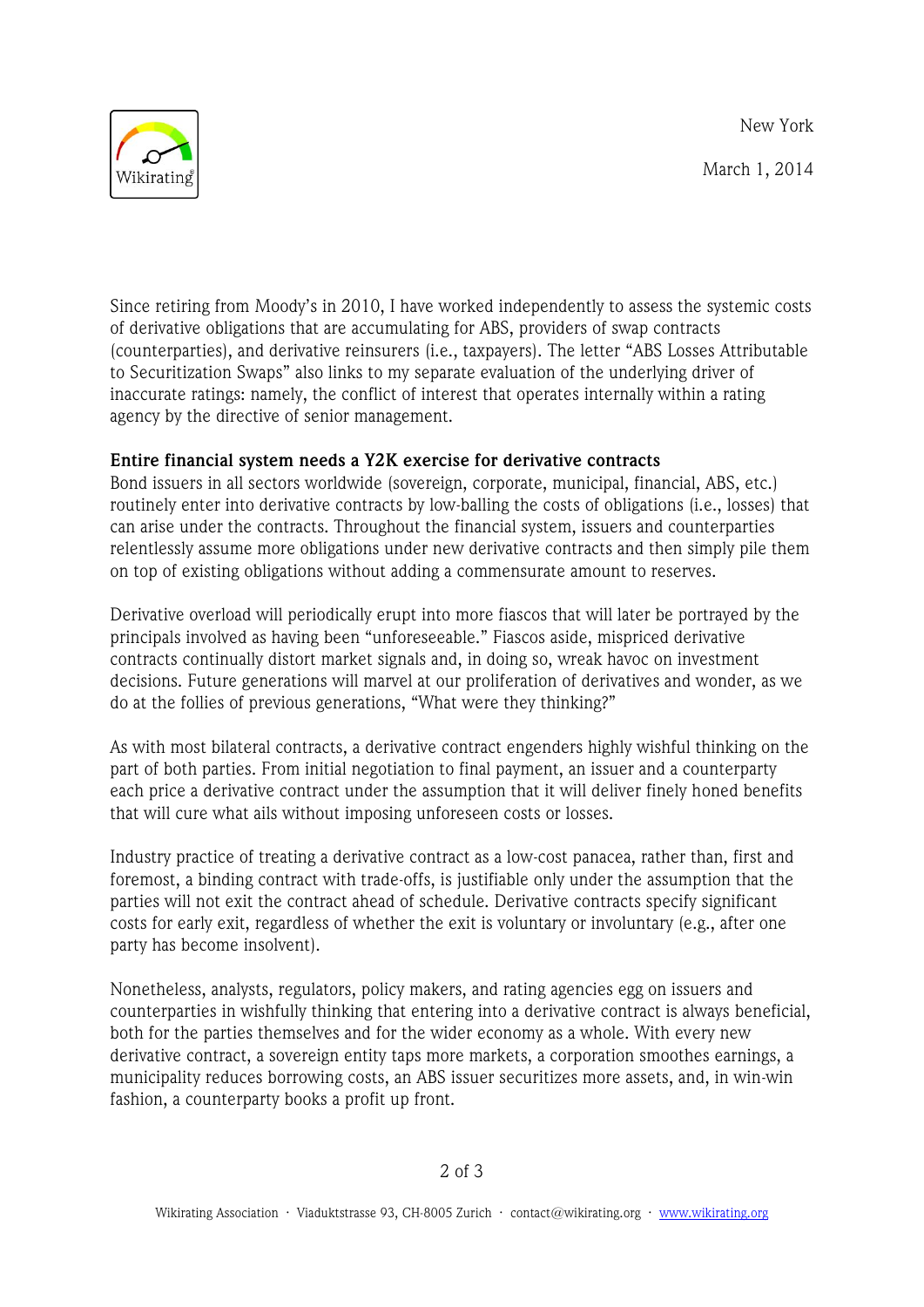New York

March 1, 2014

Since retiring from Moody's in 2010, I have worked independently to assess the systemic costs of derivative obligations that are accumulating for ABS, providers of swap contracts (counterparties), and derivative reinsurers (i.e., taxpayers). The letter "ABS Losses Attributable to Securitization Swaps" also links to my separate evaluation of the underlying driver of inaccurate ratings: namely, the conflict of interest that operates internally within a rating agency by the directive of senior management.

**Entire financial system needs a Y2K exercise for derivative contracts**

Bond issuers in all sectors worldwide (sovereign, corporate, municipal, financial, ABS, etc.) routinely enter into derivative contracts by low-balling the costs of obligations (i.e., losses) that can arise under the contracts. Throughout the financial system, issuers and counterparties relentlessly assume more obligations under new derivative contracts and then simply pile them on top of existing obligations without adding a commensurate amount to reserves.

Derivative overload will periodically erupt into more fiascos that will later be portrayed by the principals involved as having been "unforeseeable." Fiascos aside, mispriced derivative contracts continually distort market signals and, in doing so, wreak havoc on investment decisions. Future generations will marvel at our proliferation of derivatives and wonder, as we do at the follies of previous generations, "What were they thinking?"

As with most bilateral contracts, a derivative contract engenders highly wishful thinking on the part of both parties. From initial negotiation to final payment, an issuer and a counterparty each price a derivative contract under the assumption that it will deliver finely honed benefits that will cure what ails without imposing unforeseen costs or losses.

Industry practice of treating a derivative contract as a low-cost panacea, rather than, first and foremost, a binding contract with trade-offs, is justifiable only under the assumption that the parties will not exit the contract ahead of schedule. Derivative contracts specify significant costs for early exit, regardless of whether the exit is voluntary or involuntary (e.g., after one party has become insolvent).

Nonetheless, analysts, regulators, policy makers, and rating agencies egg on issuers and counterparties in wishfully thinking that entering into a derivative contract is always beneficial, both for the parties themselves and for the wider economy as a whole. With every new derivative contract, a sovereign entity taps more markets, a corporation smoothes earnings, a municipality reduces borrowing costs, an ABS issuer securitizes more assets, and, in win-win fashion, a counterparty books a profit up front.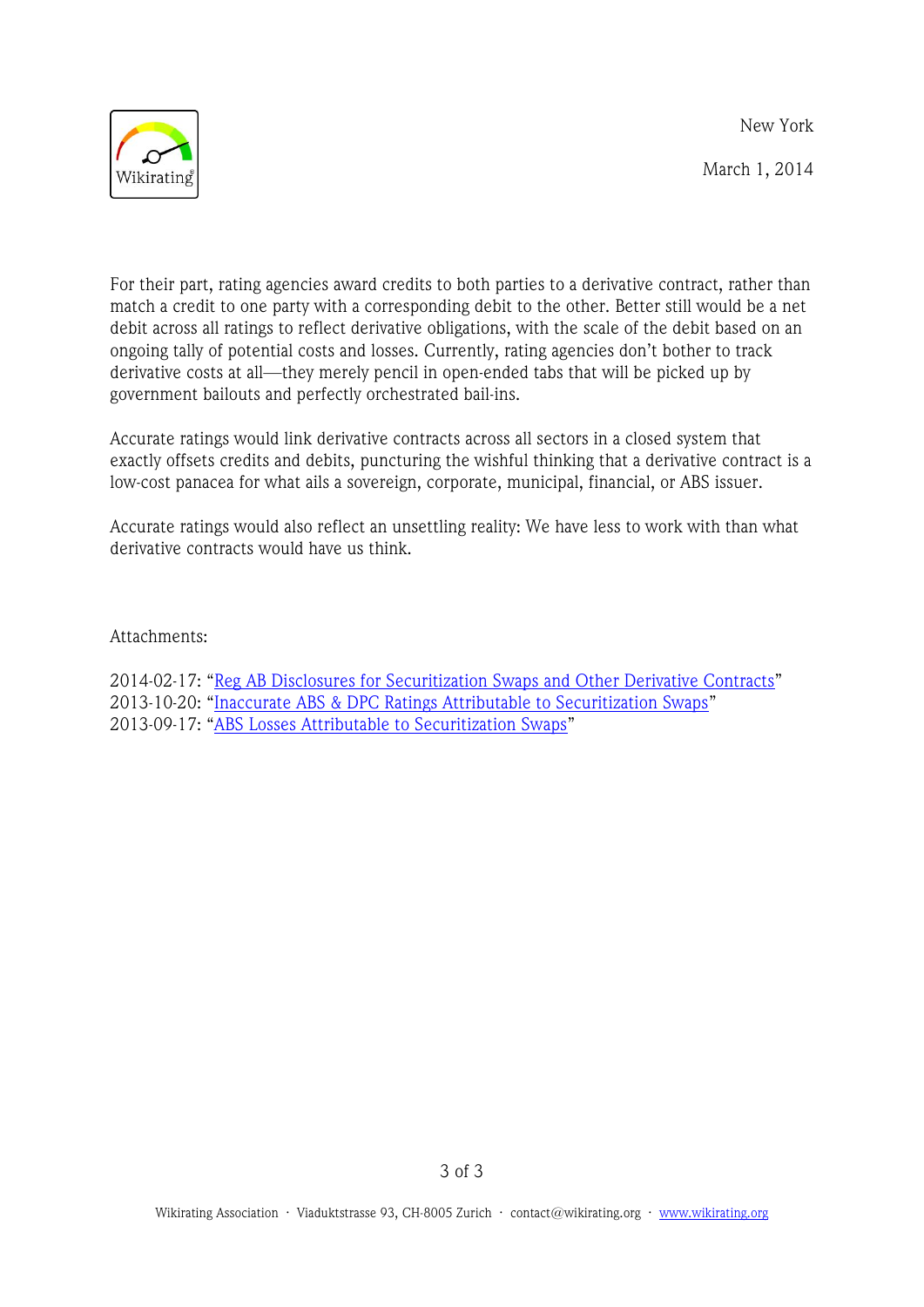New York

March 1, 2014

For their part, rating agencies award credits to both parties to a derivative contract, rather than match a credit to one party with a corresponding debit to the other. Better still would be a net debit across all ratings to reflect derivative obligations, with the scale of the debit based on an ongoing tally of potential costs and losses. Currently, rating agencies don't bother to track derivative costs at all—they merely pencil in open-ended tabs that will be picked up by government bailouts and perfectly orchestrated bail-ins.

Accurate ratings would link derivative contracts across all sectors in a closed system that exactly offsets credits and debits, puncturing the wishful thinking that a derivative contract is a low-cost panacea for what ails a sovereign, corporate, municipal, financial, or ABS issuer.

Accurate ratings would also reflect an unsettling reality: We have less to work with than what derivative contracts would have us think.

Attachments:

2014-02-17: "Reg AB Disclosures for Securitization Swaps and Other Derivative Contracts"
2013-10-20: "Inaccurate ABS & DPC Ratings Attributable to Securitization Swaps"
2013-09-17: "ABS Losses Attributable to Securitization Swaps"